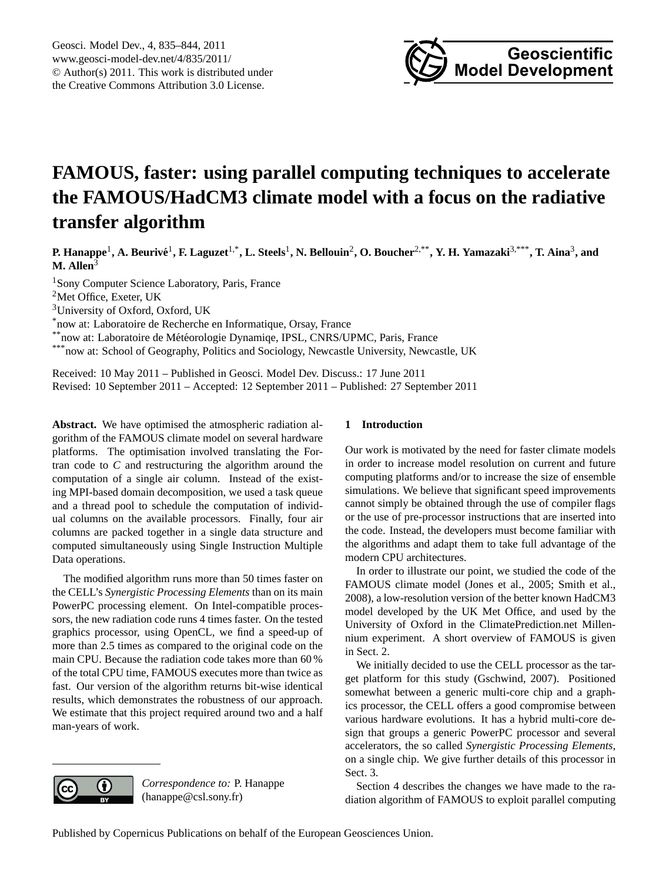# FAMOUS, faster: using parallel computing techniques to accelerate the FAMOUS/HadCM3 climate model with a focus on the radiative transfer algorithm

**P. Hanappe[1], A. Beurivé[1], F. Laguzet[1,*], L. Steels[1], N. Bellouin[2], O. Boucher[2,**], Y. H. Yamazaki[3,***], T. Aina[3], and M. Allen[3]**

[1]Sony Computer Science Laboratory, Paris, France
[2]Met Office, Exeter, UK
[3]University of Oxford, Oxford, UK
[*]now at: Laboratoire de Recherche en Informatique, Orsay, France
[**]now at: Laboratoire de Météorologie Dynamiqe, IPSL, CNRS/UPMC, Paris, France
[***]now at: School of Geography, Politics and Sociology, Newcastle University, Newcastle, UK

Received: 10 May 2011 – Published in Geosci. Model Dev. Discuss.: 17 June 2011
Revised: 10 September 2011 – Accepted: 12 September 2011 – Published: 27 September 2011

**Abstract.** We have optimised the atmospheric radiation algorithm of the FAMOUS climate model on several hardware platforms. The optimisation involved translating the Fortran code to *C* and restructuring the algorithm around the computation of a single air column. Instead of the existing MPI-based domain decomposition, we used a task queue and a thread pool to schedule the computation of individual columns on the available processors. Finally, four air columns are packed together in a single data structure and computed simultaneously using Single Instruction Multiple Data operations.

The modified algorithm runs more than 50 times faster on the CELL's *Synergistic Processing Elements* than on its main PowerPC processing element. On Intel-compatible processors, the new radiation code runs 4 times faster. On the tested graphics processor, using OpenCL, we find a speed-up of more than 2.5 times as compared to the original code on the main CPU. Because the radiation code takes more than 60 % of the total CPU time, FAMOUS executes more than twice as fast. Our version of the algorithm returns bit-wise identical results, which demonstrates the robustness of our approach. We estimate that this project required around two and a half man-years of work.

*Correspondence to:* P. Hanappe (hanappe@csl.sony.fr)

## 1 Introduction

Our work is motivated by the need for faster climate models in order to increase model resolution on current and future computing platforms and/or to increase the size of ensemble simulations. We believe that significant speed improvements cannot simply be obtained through the use of compiler flags or the use of pre-processor instructions that are inserted into the code. Instead, the developers must become familiar with the algorithms and adapt them to take full advantage of the modern CPU architectures.

In order to illustrate our point, we studied the code of the FAMOUS climate model (Jones et al., 2005; Smith et al., 2008), a low-resolution version of the better known HadCM3 model developed by the UK Met Office, and used by the University of Oxford in the ClimatePrediction.net Millennium experiment. A short overview of FAMOUS is given in Sect. 2.

We initially decided to use the CELL processor as the target platform for this study (Gschwind, 2007). Positioned somewhat between a generic multi-core chip and a graphics processor, the CELL offers a good compromise between various hardware evolutions. It has a hybrid multi-core design that groups a generic PowerPC processor and several accelerators, the so called *Synergistic Processing Elements*, on a single chip. We give further details of this processor in Sect. 3.

Section 4 describes the changes we have made to the radiation algorithm of FAMOUS to exploit parallel computing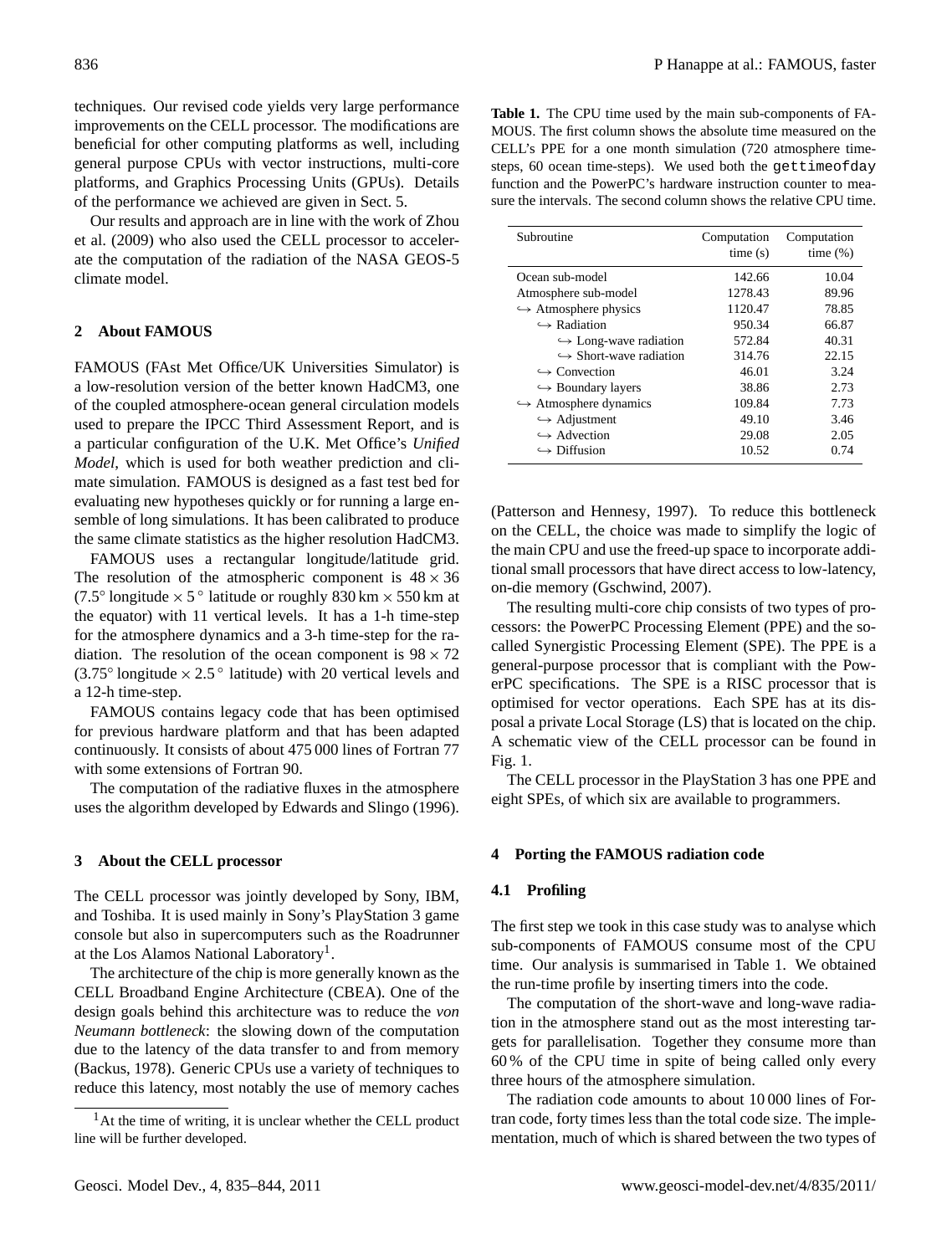techniques. Our revised code yields very large performance improvements on the CELL processor. The modifications are beneficial for other computing platforms as well, including general purpose CPUs with vector instructions, multi-core platforms, and Graphics Processing Units (GPUs). Details of the performance we achieved are given in Sect. 5.

Our results and approach are in line with the work of Zhou et al. (2009) who also used the CELL processor to accelerate the computation of the radiation of the NASA GEOS-5 climate model.

## 2 About FAMOUS

FAMOUS (FAst Met Office/UK Universities Simulator) is a low-resolution version of the better known HadCM3, one of the coupled atmosphere-ocean general circulation models used to prepare the IPCC Third Assessment Report, and is a particular configuration of the U.K. Met Office's *Unified Model*, which is used for both weather prediction and climate simulation. FAMOUS is designed as a fast test bed for evaluating new hypotheses quickly or for running a large ensemble of long simulations. It has been calibrated to produce the same climate statistics as the higher resolution HadCM3.

FAMOUS uses a rectangular longitude/latitude grid. The resolution of the atmospheric component is $48 \times 36$ ($7.5^\circ$ longitude $\times$ $5^\circ$ latitude or roughly 830 km $\times$ 550 km at the equator) with 11 vertical levels. It has a 1-h time-step for the atmosphere dynamics and a 3-h time-step for the radiation. The resolution of the ocean component is $98 \times 72$ ($3.75^\circ$ longitude $\times$ $2.5^\circ$ latitude) with 20 vertical levels and a 12-h time-step.

FAMOUS contains legacy code that has been optimised for previous hardware platform and that has been adapted continuously. It consists of about 475 000 lines of Fortran 77 with some extensions of Fortran 90.

The computation of the radiative fluxes in the atmosphere uses the algorithm developed by Edwards and Slingo (1996).

## 3 About the CELL processor

The CELL processor was jointly developed by Sony, IBM, and Toshiba. It is used mainly in Sony's PlayStation 3 game console but also in supercomputers such as the Roadrunner at the Los Alamos National Laboratory[1].

The architecture of the chip is more generally known as the CELL Broadband Engine Architecture (CBEA). One of the design goals behind this architecture was to reduce the *von Neumann bottleneck*: the slowing down of the computation due to the latency of the data transfer to and from memory (Backus, 1978). Generic CPUs use a variety of techniques to reduce this latency, most notably the use of memory caches (Patterson and Hennesy, 1997). To reduce this bottleneck on the CELL, the choice was made to simplify the logic of the main CPU and use the freed-up space to incorporate additional small processors that have direct access to low-latency, on-die memory (Gschwind, 2007).

The resulting multi-core chip consists of two types of processors: the PowerPC Processing Element (PPE) and the so-called Synergistic Processing Element (SPE). The PPE is a general-purpose processor that is compliant with the PowerPC specifications. The SPE is a RISC processor that is optimised for vector operations. Each SPE has at its disposal a private Local Storage (LS) that is located on the chip. A schematic view of the CELL processor can be found in Fig. 1.

The CELL processor in the PlayStation 3 has one PPE and eight SPEs, of which six are available to programmers.

[1] At the time of writing, it is unclear whether the CELL product line will be further developed.

**Table 1.** The CPU time used by the main sub-components of FAMOUS. The first column shows the absolute time measured on the CELL's PPE for a one month simulation (720 atmosphere time-steps, 60 ocean time-steps). We used both the `gettimeofday` function and the PowerPC's hardware instruction counter to measure the intervals. The second column shows the relative CPU time.

| Subroutine | Computation time (s) | Computation time (%) |
|---|---|---|
| Ocean sub-model | 142.66 | 10.04 |
| Atmosphere sub-model | 1278.43 | 89.96 |
| ↪ Atmosphere physics | 1120.47 | 78.85 |
| ↪ Radiation | 950.34 | 66.87 |
| ↪ Long-wave radiation | 572.84 | 40.31 |
| ↪ Short-wave radiation | 314.76 | 22.15 |
| ↪ Convection | 46.01 | 3.24 |
| ↪ Boundary layers | 38.86 | 2.73 |
| ↪ Atmosphere dynamics | 109.84 | 7.73 |
| ↪ Adjustment | 49.10 | 3.46 |
| ↪ Advection | 29.08 | 2.05 |
| ↪ Diffusion | 10.52 | 0.74 |

## 4 Porting the FAMOUS radiation code

### 4.1 Profiling

The first step we took in this case study was to analyse which sub-components of FAMOUS consume most of the CPU time. Our analysis is summarised in Table 1. We obtained the run-time profile by inserting timers into the code.

The computation of the short-wave and long-wave radiation in the atmosphere stand out as the most interesting targets for parallelisation. Together they consume more than 60 % of the CPU time in spite of being called only every three hours of the atmosphere simulation.

The radiation code amounts to about 10 000 lines of Fortran code, forty times less than the total code size. The implementation, much of which is shared between the two types of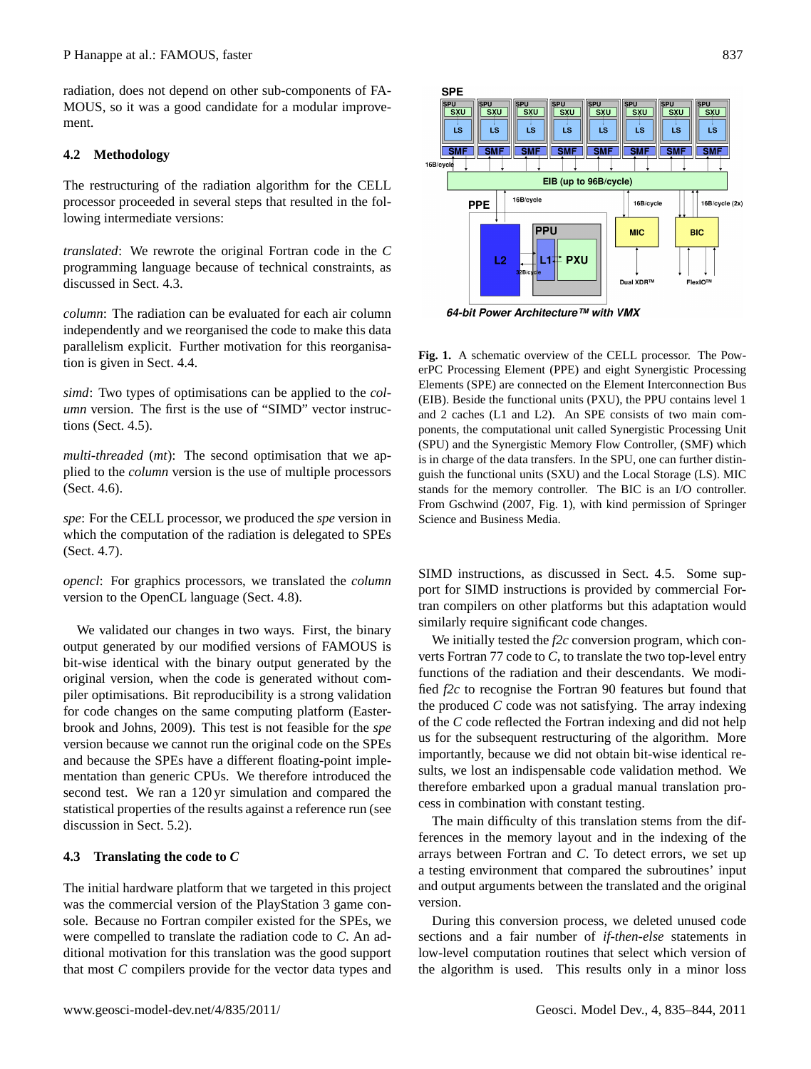radiation, does not depend on other sub-components of FAMOUS, so it was a good candidate for a modular improvement.

### 4.2 Methodology

The restructuring of the radiation algorithm for the CELL processor proceeded in several steps that resulted in the following intermediate versions:

*translated*: We rewrote the original Fortran code in the *C* programming language because of technical constraints, as discussed in Sect. 4.3.

*column*: The radiation can be evaluated for each air column independently and we reorganised the code to make this data parallelism explicit. Further motivation for this reorganisation is given in Sect. 4.4.

*simd*: Two types of optimisations can be applied to the *column* version. The first is the use of "SIMD" vector instructions (Sect. 4.5).

*multi-threaded* (*mt*): The second optimisation that we applied to the *column* version is the use of multiple processors (Sect. 4.6).

*spe*: For the CELL processor, we produced the *spe* version in which the computation of the radiation is delegated to SPEs (Sect. 4.7).

*opencl*: For graphics processors, we translated the *column* version to the OpenCL language (Sect. 4.8).

We validated our changes in two ways. First, the binary output generated by our modified versions of FAMOUS is bit-wise identical with the binary output generated by the original version, when the code is generated without compiler optimisations. Bit reproducibility is a strong validation for code changes on the same computing platform (Easterbrook and Johns, 2009). This test is not feasible for the *spe* version because we cannot run the original code on the SPEs and because the SPEs have a different floating-point implementation than generic CPUs. We therefore introduced the second test. We ran a 120 yr simulation and compared the statistical properties of the results against a reference run (see discussion in Sect. 5.2).

### 4.3 Translating the code to *C*

The initial hardware platform that we targeted in this project was the commercial version of the PlayStation 3 game console. Because no Fortran compiler existed for the SPEs, we were compelled to translate the radiation code to *C*. An additional motivation for this translation was the good support that most *C* compilers provide for the vector data types and

**Fig. 1.** A schematic overview of the CELL processor. The PowerPC Processing Element (PPE) and eight Synergistic Processing Elements (SPE) are connected on the Element Interconnection Bus (EIB). Beside the functional units (PXU), the PPU contains level 1 and 2 caches (L1 and L2). An SPE consists of two main components, the computational unit called Synergistic Processing Unit (SPU) and the Synergistic Memory Flow Controller, (SMF) which is in charge of the data transfers. In the SPU, one can further distinguish the functional units (SXU) and the Local Storage (LS). MIC stands for the memory controller. The BIC is an I/O controller. From Gschwind (2007, Fig. 1), with kind permission of Springer Science and Business Media.

SIMD instructions, as discussed in Sect. 4.5. Some support for SIMD instructions is provided by commercial Fortran compilers on other platforms but this adaptation would similarly require significant code changes.

We initially tested the *f2c* conversion program, which converts Fortran 77 code to *C*, to translate the two top-level entry functions of the radiation and their descendants. We modified *f2c* to recognise the Fortran 90 features but found that the produced *C* code was not satisfying. The array indexing of the *C* code reflected the Fortran indexing and did not help us for the subsequent restructuring of the algorithm. More importantly, because we did not obtain bit-wise identical results, we lost an indispensable code validation method. We therefore embarked upon a gradual manual translation process in combination with constant testing.

The main difficulty of this translation stems from the differences in the memory layout and in the indexing of the arrays between Fortran and *C*. To detect errors, we set up a testing environment that compared the subroutines' input and output arguments between the translated and the original version.

During this conversion process, we deleted unused code sections and a fair number of *if-then-else* statements in low-level computation routines that select which version of the algorithm is used. This results only in a minor loss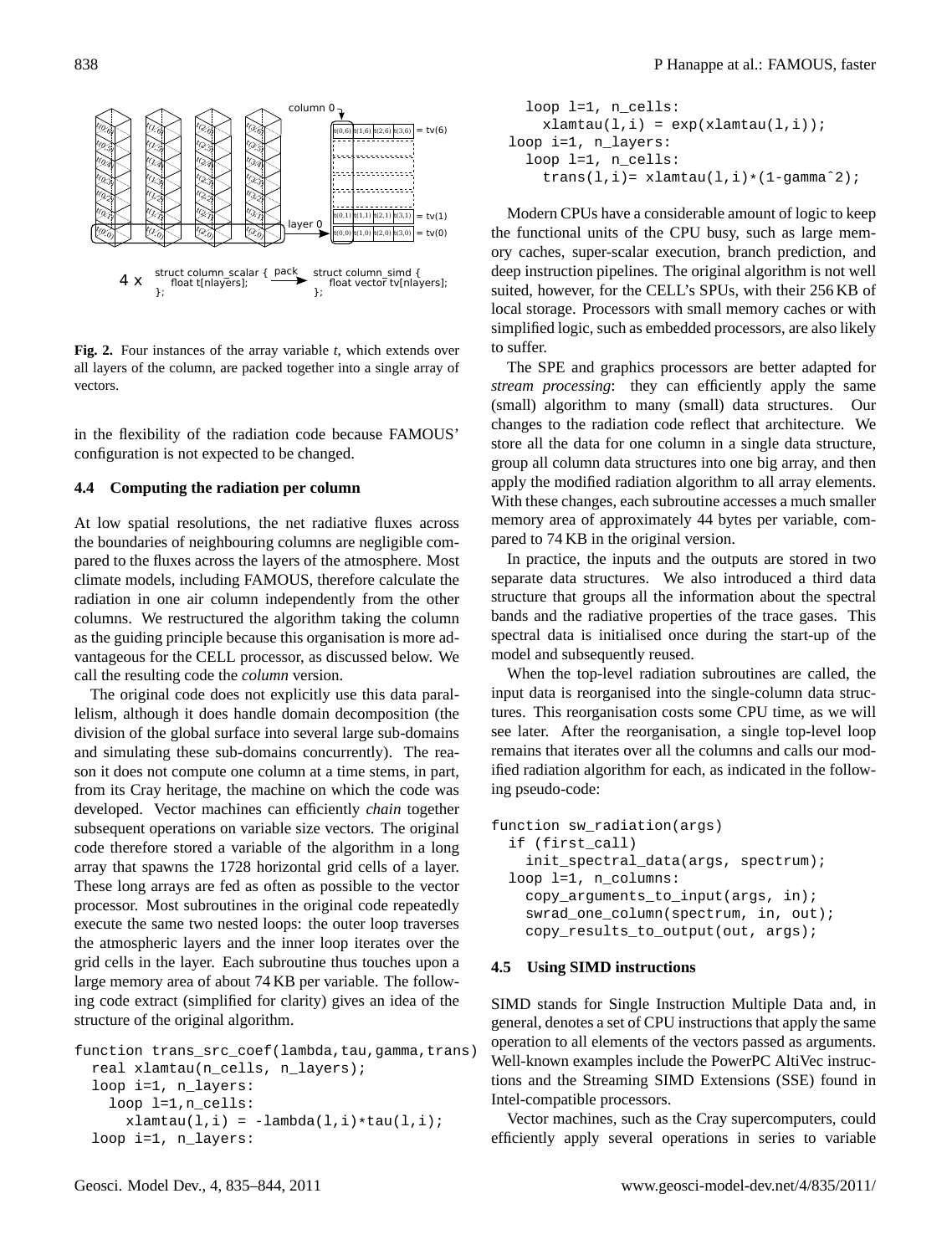column 0

t(0,6) t(1,6) t(2,6) t(3,6) = tv(6)

layer 0

t(0,1) t(1,1) t(2,1) t(3,1) = tv(1)

t(0,0) t(1,0) t(2,0) t(3,0) = tv(0)

4 x struct column_scalar { float t[nlayers]; }; pack struct column_simd { float vector tv[nlayers]; };

**Fig. 2.** Four instances of the array variable *t*, which extends over all layers of the column, are packed together into a single array of vectors.

in the flexibility of the radiation code because FAMOUS' configuration is not expected to be changed.

### 4.4 Computing the radiation per column

At low spatial resolutions, the net radiative fluxes across the boundaries of neighbouring columns are negligible compared to the fluxes across the layers of the atmosphere. Most climate models, including FAMOUS, therefore calculate the radiation in one air column independently from the other columns. We restructured the algorithm taking the column as the guiding principle because this organisation is more advantageous for the CELL processor, as discussed below. We call the resulting code the *column* version.

The original code does not explicitly use this data parallelism, although it does handle domain decomposition (the division of the global surface into several large sub-domains and simulating these sub-domains concurrently). The reason it does not compute one column at a time stems, in part, from its Cray heritage, the machine on which the code was developed. Vector machines can efficiently *chain* together subsequent operations on variable size vectors. The original code therefore stored a variable of the algorithm in a long array that spawns the 1728 horizontal grid cells of a layer. These long arrays are fed as often as possible to the vector processor. Most subroutines in the original code repeatedly execute the same two nested loops: the outer loop traverses the atmospheric layers and the inner loop iterates over the grid cells in the layer. Each subroutine thus touches upon a large memory area of about 74 KB per variable. The following code extract (simplified for clarity) gives an idea of the structure of the original algorithm.

```
function trans_src_coef(lambda,tau,gamma,trans)
  real xlamtau(n_cells, n_layers);
  loop i=1, n_layers:
    loop l=1,n_cells:
      xlamtau(l,i) = -lambda(l,i)*tau(l,i);
  loop i=1, n_layers:
    loop l=1, n_cells:
      xlamtau(l,i) = exp(xlamtau(l,i));
  loop i=1, n_layers:
    loop l=1, n_cells:
      trans(l,i)= xlamtau(l,i)*(1-gamma^2);
```

Modern CPUs have a considerable amount of logic to keep the functional units of the CPU busy, such as large memory caches, super-scalar execution, branch prediction, and deep instruction pipelines. The original algorithm is not well suited, however, for the CELL's SPUs, with their 256 KB of local storage. Processors with small memory caches or with simplified logic, such as embedded processors, are also likely to suffer.

The SPE and graphics processors are better adapted for *stream processing*: they can efficiently apply the same (small) algorithm to many (small) data structures. Our changes to the radiation code reflect that architecture. We store all the data for one column in a single data structure, group all column data structures into one big array, and then apply the modified radiation algorithm to all array elements. With these changes, each subroutine accesses a much smaller memory area of approximately 44 bytes per variable, compared to 74 KB in the original version.

In practice, the inputs and the outputs are stored in two separate data structures. We also introduced a third data structure that groups all the information about the spectral bands and the radiative properties of the trace gases. This spectral data is initialised once during the start-up of the model and subsequently reused.

When the top-level radiation subroutines are called, the input data is reorganised into the single-column data structures. This reorganisation costs some CPU time, as we will see later. After the reorganisation, a single top-level loop remains that iterates over all the columns and calls our modified radiation algorithm for each, as indicated in the following pseudo-code:

```
function sw_radiation(args)
  if (first_call)
    init_spectral_data(args, spectrum);
  loop l=1, n_columns:
    copy_arguments_to_input(args, in);
    swrad_one_column(spectrum, in, out);
    copy_results_to_output(out, args);
```

### 4.5 Using SIMD instructions

SIMD stands for Single Instruction Multiple Data and, in general, denotes a set of CPU instructions that apply the same operation to all elements of the vectors passed as arguments. Well-known examples include the PowerPC AltiVec instructions and the Streaming SIMD Extensions (SSE) found in Intel-compatible processors.

Vector machines, such as the Cray supercomputers, could efficiently apply several operations in series to variable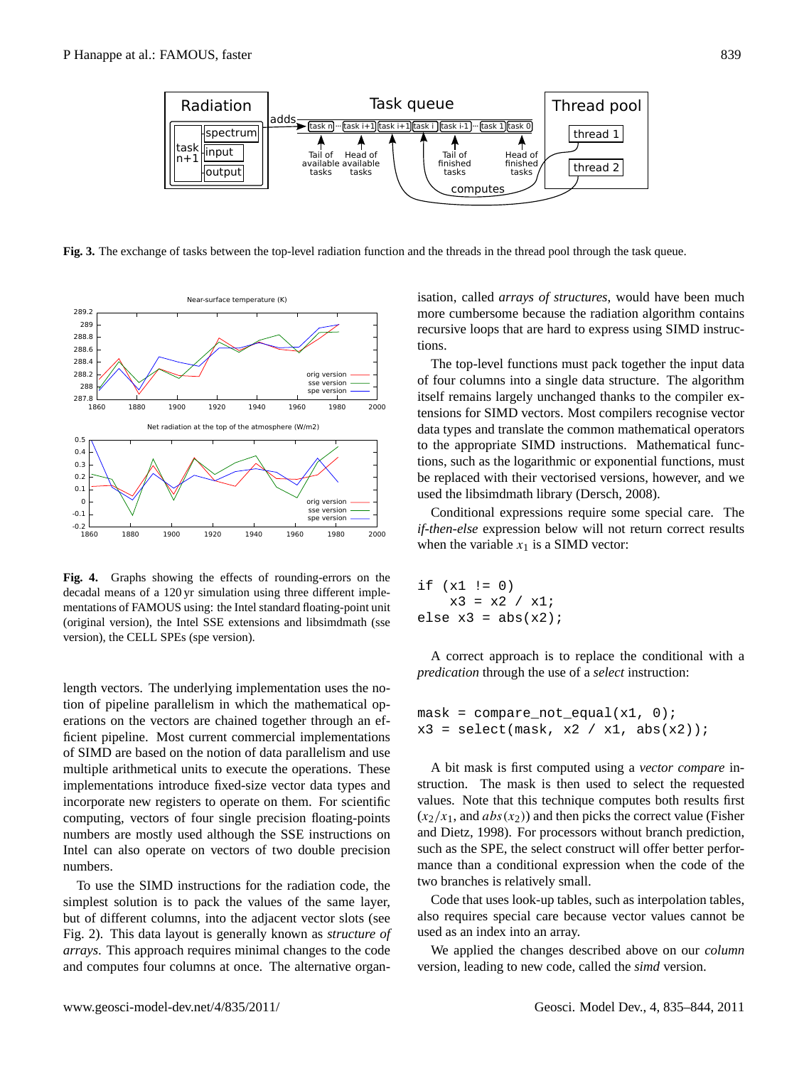Fig. 3. The exchange of tasks between the top-level radiation function and the threads in the thread pool through the task queue.

Fig. 4. Graphs showing the effects of rounding-errors on the decadal means of a 120 yr simulation using three different implementations of FAMOUS using: the Intel standard floating-point unit (original version), the Intel SSE extensions and libsimdmath (sse version), the CELL SPEs (spe version).

length vectors. The underlying implementation uses the notion of pipeline parallelism in which the mathematical operations on the vectors are chained together through an efficient pipeline. Most current commercial implementations of SIMD are based on the notion of data parallelism and use multiple arithmetical units to execute the operations. These implementations introduce fixed-size vector data types and incorporate new registers to operate on them. For scientific computing, vectors of four single precision floating-points numbers are mostly used although the SSE instructions on Intel can also operate on vectors of two double precision numbers.

To use the SIMD instructions for the radiation code, the simplest solution is to pack the values of the same layer, but of different columns, into the adjacent vector slots (see Fig. 2). This data layout is generally known as *structure of arrays*. This approach requires minimal changes to the code and computes four columns at once. The alternative organisation, called *arrays of structures*, would have been much more cumbersome because the radiation algorithm contains recursive loops that are hard to express using SIMD instructions.

The top-level functions must pack together the input data of four columns into a single data structure. The algorithm itself remains largely unchanged thanks to the compiler extensions for SIMD vectors. Most compilers recognise vector data types and translate the common mathematical operators to the appropriate SIMD instructions. Mathematical functions, such as the logarithmic or exponential functions, must be replaced with their vectorised versions, however, and we used the libsimdmath library (Dersch, 2008).

Conditional expressions require some special care. The *if-then-else* expression below will not return correct results when the variable $x_1$ is a SIMD vector:

```
if (x1 != 0)
    x3 = x2 / x1;
else x3 = abs(x2);
```

A correct approach is to replace the conditional with a *predication* through the use of a *select* instruction:

```
mask = compare_not_equal(x1, 0);
x3 = select(mask, x2 / x1, abs(x2));
```

A bit mask is first computed using a *vector compare* instruction. The mask is then used to select the requested values. Note that this technique computes both results first ($x_2/x_1$, and $abs(x_2)$) and then picks the correct value (Fisher and Dietz, 1998). For processors without branch prediction, such as the SPE, the select construct will offer better performance than a conditional expression when the code of the two branches is relatively small.

Code that uses look-up tables, such as interpolation tables, also requires special care because vector values cannot be used as an index into an array.

We applied the changes described above on our *column* version, leading to new code, called the *simd* version.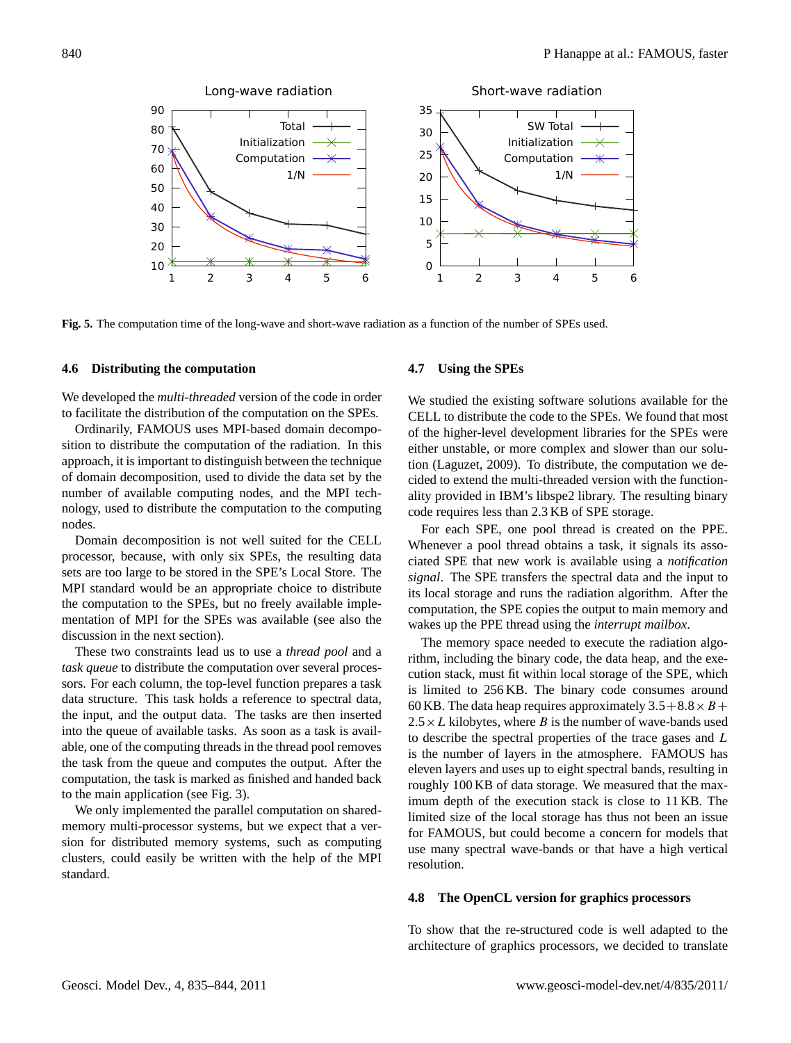**Fig. 5.** The computation time of the long-wave and short-wave radiation as a function of the number of SPEs used.

### 4.6 Distributing the computation

We developed the *multi-threaded* version of the code in order to facilitate the distribution of the computation on the SPEs.

Ordinarily, FAMOUS uses MPI-based domain decomposition to distribute the computation of the radiation. In this approach, it is important to distinguish between the technique of domain decomposition, used to divide the data set by the number of available computing nodes, and the MPI technology, used to distribute the computation to the computing nodes.

Domain decomposition is not well suited for the CELL processor, because, with only six SPEs, the resulting data sets are too large to be stored in the SPE's Local Store. The MPI standard would be an appropriate choice to distribute the computation to the SPEs, but no freely available implementation of MPI for the SPEs was available (see also the discussion in the next section).

These two constraints lead us to use a *thread pool* and a *task queue* to distribute the computation over several processors. For each column, the top-level function prepares a task data structure. This task holds a reference to spectral data, the input, and the output data. The tasks are then inserted into the queue of available tasks. As soon as a task is available, one of the computing threads in the thread pool removes the task from the queue and computes the output. After the computation, the task is marked as finished and handed back to the main application (see Fig. 3).

We only implemented the parallel computation on shared-memory multi-processor systems, but we expect that a version for distributed memory systems, such as computing clusters, could easily be written with the help of the MPI standard.

### 4.7 Using the SPEs

We studied the existing software solutions available for the CELL to distribute the code to the SPEs. We found that most of the higher-level development libraries for the SPEs were either unstable, or more complex and slower than our solution (Laguzet, 2009). To distribute, the computation we decided to extend the multi-threaded version with the functionality provided in IBM's libspe2 library. The resulting binary code requires less than 2.3 KB of SPE storage.

For each SPE, one pool thread is created on the PPE. Whenever a pool thread obtains a task, it signals its associated SPE that new work is available using a *notification signal*. The SPE transfers the spectral data and the input to its local storage and runs the radiation algorithm. After the computation, the SPE copies the output to main memory and wakes up the PPE thread using the *interrupt mailbox*.

The memory space needed to execute the radiation algorithm, including the binary code, the data heap, and the execution stack, must fit within local storage of the SPE, which is limited to 256 KB. The binary code consumes around 60 KB. The data heap requires approximately $3.5 + 8.8 \times B + 2.5 \times L$ kilobytes, where $B$ is the number of wave-bands used to describe the spectral properties of the trace gases and $L$ is the number of layers in the atmosphere. FAMOUS has eleven layers and uses up to eight spectral bands, resulting in roughly 100 KB of data storage. We measured that the maximum depth of the execution stack is close to 11 KB. The limited size of the local storage has thus not been an issue for FAMOUS, but could become a concern for models that use many spectral wave-bands or that have a high vertical resolution.

### 4.8 The OpenCL version for graphics processors

To show that the re-structured code is well adapted to the architecture of graphics processors, we decided to translate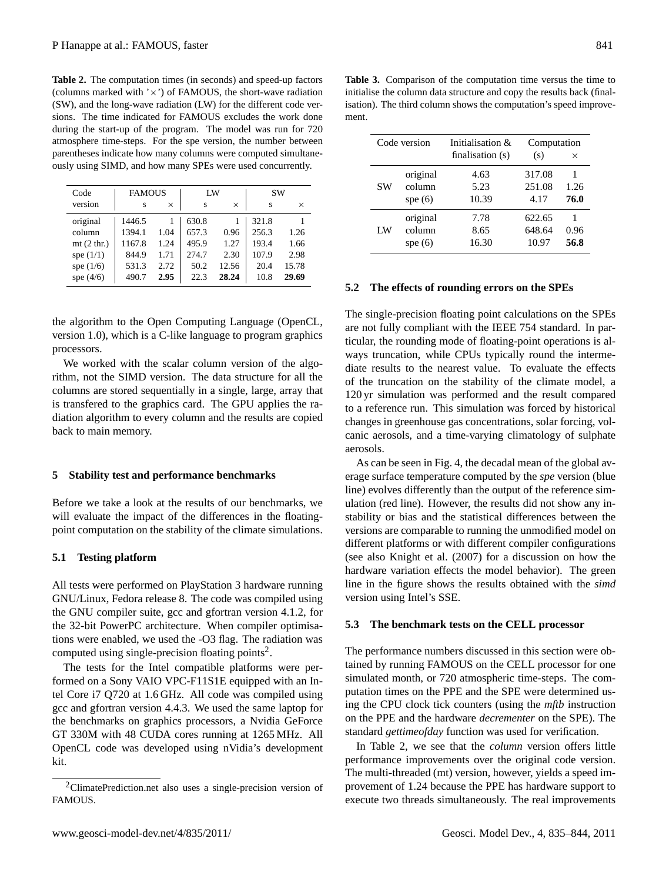**Table 2.** The computation times (in seconds) and speed-up factors (columns marked with '×') of FAMOUS, the short-wave radiation (SW), and the long-wave radiation (LW) for the different code versions. The time indicated for FAMOUS excludes the work done during the start-up of the program. The model was run for 720 atmosphere time-steps. For the spe version, the number between parentheses indicate how many columns were computed simultaneously using SIMD, and how many SPEs were used concurrently.

| Code | FAMOUS | | LW | | SW | |
|---|---|---|---|---|---|---|
| version | s | × | s | × | s | × |
| original | 1446.5 | 1 | 630.8 | 1 | 321.8 | 1 |
| column | 1394.1 | 1.04 | 657.3 | 0.96 | 256.3 | 1.26 |
| mt (2 thr.) | 1167.8 | 1.24 | 495.9 | 1.27 | 193.4 | 1.66 |
| spe (1/1) | 844.9 | 1.71 | 274.7 | 2.30 | 107.9 | 2.98 |
| spe (1/6) | 531.3 | 2.72 | 50.2 | 12.56 | 20.4 | 15.78 |
| spe (4/6) | 490.7 | **2.95** | 22.3 | **28.24** | 10.8 | **29.69** |

the algorithm to the Open Computing Language (OpenCL, version 1.0), which is a C-like language to program graphics processors.

We worked with the scalar column version of the algorithm, not the SIMD version. The data structure for all the columns are stored sequentially in a single, large, array that is transfered to the graphics card. The GPU applies the radiation algorithm to every column and the results are copied back to main memory.

## 5 Stability test and performance benchmarks

Before we take a look at the results of our benchmarks, we will evaluate the impact of the differences in the floating-point computation on the stability of the climate simulations.

### 5.1 Testing platform

All tests were performed on PlayStation 3 hardware running GNU/Linux, Fedora release 8. The code was compiled using the GNU compiler suite, gcc and gfortran version 4.1.2, for the 32-bit PowerPC architecture. When compiler optimisations were enabled, we used the -O3 flag. The radiation was computed using single-precision floating points[2].

The tests for the Intel compatible platforms were performed on a Sony VAIO VPC-F11S1E equipped with an Intel Core i7 Q720 at 1.6 GHz. All code was compiled using gcc and gfortran version 4.4.3. We used the same laptop for the benchmarks on graphics processors, a Nvidia GeForce GT 330M with 48 CUDA cores running at 1265 MHz. All OpenCL code was developed using nVidia's development kit.

[2] ClimatePrediction.net also uses a single-precision version of FAMOUS.

**Table 3.** Comparison of the computation time versus the time to initialise the column data structure and copy the results back (finalisation). The third column shows the computation's speed improvement.

| Code version | | Initialisation & finalisation (s) | Computation (s) | × |
|---|---|---|---|---|
| SW | original | 4.63 | 317.08 | 1 |
| | column | 5.23 | 251.08 | 1.26 |
| | spe (6) | 10.39 | 4.17 | **76.0** |
| LW | original | 7.78 | 622.65 | 1 |
| | column | 8.65 | 648.64 | 0.96 |
| | spe (6) | 16.30 | 10.97 | **56.8** |

### 5.2 The effects of rounding errors on the SPEs

The single-precision floating point calculations on the SPEs are not fully compliant with the IEEE 754 standard. In particular, the rounding mode of floating-point operations is always truncation, while CPUs typically round the intermediate results to the nearest value. To evaluate the effects of the truncation on the stability of the climate model, a 120 yr simulation was performed and the result compared to a reference run. This simulation was forced by historical changes in greenhouse gas concentrations, solar forcing, volcanic aerosols, and a time-varying climatology of sulphate aerosols.

As can be seen in Fig. 4, the decadal mean of the global average surface temperature computed by the *spe* version (blue line) evolves differently than the output of the reference simulation (red line). However, the results did not show any instability or bias and the statistical differences between the versions are comparable to running the unmodified model on different platforms or with different compiler configurations (see also Knight et al. (2007) for a discussion on how the hardware variation effects the model behavior). The green line in the figure shows the results obtained with the *simd* version using Intel's SSE.

### 5.3 The benchmark tests on the CELL processor

The performance numbers discussed in this section were obtained by running FAMOUS on the CELL processor for one simulated month, or 720 atmospheric time-steps. The computation times on the PPE and the SPE were determined using the CPU clock tick counters (using the *mftb* instruction on the PPE and the hardware *decrementer* on the SPE). The standard *gettimeofday* function was used for verification.

In Table 2, we see that the *column* version offers little performance improvements over the original code version. The multi-threaded (mt) version, however, yields a speed improvement of 1.24 because the PPE has hardware support to execute two threads simultaneously. The real improvements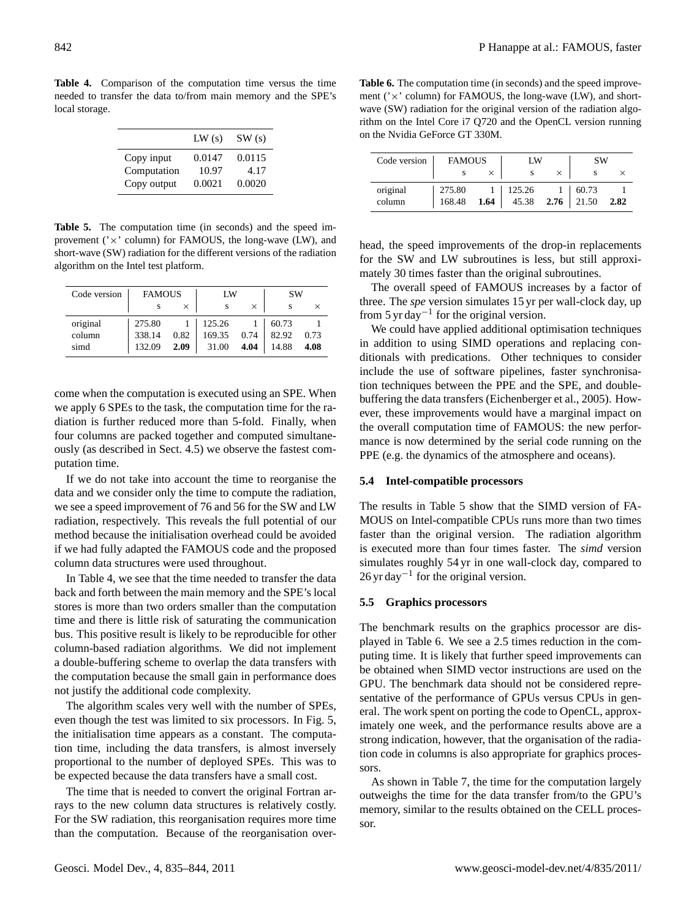**Table 4.** Comparison of the computation time versus the time needed to transfer the data to/from main memory and the SPE's local storage.

| | LW (s) | SW (s) |
|---|---|---|
| Copy input | 0.0147 | 0.0115 |
| Computation | 10.97 | 4.17 |
| Copy output | 0.0021 | 0.0020 |

**Table 5.** The computation time (in seconds) and the speed improvement ('×' column) for FAMOUS, the long-wave (LW), and short-wave (SW) radiation for the different versions of the radiation algorithm on the Intel test platform.

| Code version | FAMOUS | | LW | | SW | |
|---|---|---|---|---|---|---|
| | s | × | s | × | s | × |
| original | 275.80 | 1 | 125.26 | 1 | 60.73 | 1 |
| column | 338.14 | 0.82 | 169.35 | 0.74 | 82.92 | 0.73 |
| simd | 132.09 | **2.09** | 31.00 | **4.04** | 14.88 | **4.08** |

come when the computation is executed using an SPE. When we apply 6 SPEs to the task, the computation time for the radiation is further reduced more than 5-fold. Finally, when four columns are packed together and computed simultaneously (as described in Sect. 4.5) we observe the fastest computation time.

If we do not take into account the time to reorganise the data and we consider only the time to compute the radiation, we see a speed improvement of 76 and 56 for the SW and LW radiation, respectively. This reveals the full potential of our method because the initialisation overhead could be avoided if we had fully adapted the FAMOUS code and the proposed column data structures were used throughout.

In Table 4, we see that the time needed to transfer the data back and forth between the main memory and the SPE's local stores is more than two orders smaller than the computation time and there is little risk of saturating the communication bus. This positive result is likely to be reproducible for other column-based radiation algorithms. We did not implement a double-buffering scheme to overlap the data transfers with the computation because the small gain in performance does not justify the additional code complexity.

The algorithm scales very well with the number of SPEs, even though the test was limited to six processors. In Fig. 5, the initialisation time appears as a constant. The computation time, including the data transfers, is almost inversely proportional to the number of deployed SPEs. This was to be expected because the data transfers have a small cost.

The time that is needed to convert the original Fortran arrays to the new column data structures is relatively costly. For the SW radiation, this reorganisation requires more time than the computation. Because of the reorganisation overhead, the speed improvements of the drop-in replacements for the SW and LW subroutines is less, but still approximately 30 times faster than the original subroutines.

The overall speed of FAMOUS increases by a factor of three. The *spe* version simulates 15 yr per wall-clock day, up from 5 yr $\text{day}^{-1}$ for the original version.

We could have applied additional optimisation techniques in addition to using SIMD operations and replacing conditionals with predications. Other techniques to consider include the use of software pipelines, faster synchronisation techniques between the PPE and the SPE, and double-buffering the data transfers (Eichenberger et al., 2005). However, these improvements would have a marginal impact on the overall computation time of FAMOUS: the new performance is now determined by the serial code running on the PPE (e.g. the dynamics of the atmosphere and oceans).

### 5.4 Intel-compatible processors

The results in Table 5 show that the SIMD version of FAMOUS on Intel-compatible CPUs runs more than two times faster than the original version. The radiation algorithm is executed more than four times faster. The *simd* version simulates roughly 54 yr in one wall-clock day, compared to 26 yr $\text{day}^{-1}$ for the original version.

### 5.5 Graphics processors

The benchmark results on the graphics processor are displayed in Table 6. We see a 2.5 times reduction in the computing time. It is likely that further speed improvements can be obtained when SIMD vector instructions are used on the GPU. The benchmark data should not be considered representative of the performance of GPUs versus CPUs in general. The work spent on porting the code to OpenCL, approximately one week, and the performance results above are a strong indication, however, that the organisation of the radiation code in columns is also appropriate for graphics processors.

As shown in Table 7, the time for the computation largely outweighs the time for the data transfer from/to the GPU's memory, similar to the results obtained on the CELL processor.

**Table 6.** The computation time (in seconds) and the speed improvement ('×' column) for FAMOUS, the long-wave (LW), and short-wave (SW) radiation for the original version of the radiation algorithm on the Intel Core i7 Q720 and the OpenCL version running on the Nvidia GeForce GT 330M.

| Code version | FAMOUS | | LW | | SW | |
|---|---|---|---|---|---|---|
| | s | × | s | × | s | × |
| original | 275.80 | 1 | 125.26 | 1 | 60.73 | 1 |
| column | 168.48 | **1.64** | 45.38 | **2.76** | 21.50 | **2.82** |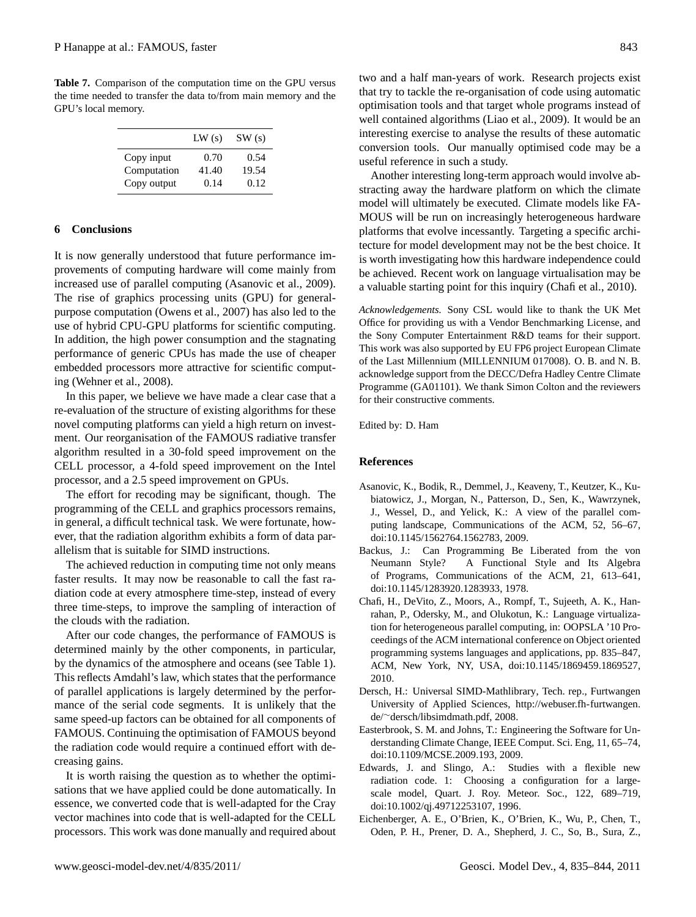**Table 7.** Comparison of the computation time on the GPU versus the time needed to transfer the data to/from main memory and the GPU's local memory.

| | LW (s) | SW (s) |
|---|---|---|
| Copy input | 0.70 | 0.54 |
| Computation | 41.40 | 19.54 |
| Copy output | 0.14 | 0.12 |

## 6 Conclusions

It is now generally understood that future performance improvements of computing hardware will come mainly from increased use of parallel computing (Asanovic et al., 2009). The rise of graphics processing units (GPU) for general-purpose computation (Owens et al., 2007) has also led to the use of hybrid CPU-GPU platforms for scientific computing. In addition, the high power consumption and the stagnating performance of generic CPUs has made the use of cheaper embedded processors more attractive for scientific computing (Wehner et al., 2008).

In this paper, we believe we have made a clear case that a re-evaluation of the structure of existing algorithms for these novel computing platforms can yield a high return on investment. Our reorganisation of the FAMOUS radiative transfer algorithm resulted in a 30-fold speed improvement on the CELL processor, a 4-fold speed improvement on the Intel processor, and a 2.5 speed improvement on GPUs.

The effort for recoding may be significant, though. The programming of the CELL and graphics processors remains, in general, a difficult technical task. We were fortunate, however, that the radiation algorithm exhibits a form of data parallelism that is suitable for SIMD instructions.

The achieved reduction in computing time not only means faster results. It may now be reasonable to call the fast radiation code at every atmosphere time-step, instead of every three time-steps, to improve the sampling of interaction of the clouds with the radiation.

After our code changes, the performance of FAMOUS is determined mainly by the other components, in particular, by the dynamics of the atmosphere and oceans (see Table 1). This reflects Amdahl's law, which states that the performance of parallel applications is largely determined by the performance of the serial code segments. It is unlikely that the same speed-up factors can be obtained for all components of FAMOUS. Continuing the optimisation of FAMOUS beyond the radiation code would require a continued effort with decreasing gains.

It is worth raising the question as to whether the optimisations that we have applied could be done automatically. In essence, we converted code that is well-adapted for the Cray vector machines into code that is well-adapted for the CELL processors. This work was done manually and required about two and a half man-years of work. Research projects exist that try to tackle the re-organisation of code using automatic optimisation tools and that target whole programs instead of well contained algorithms (Liao et al., 2009). It would be an interesting exercise to analyse the results of these automatic conversion tools. Our manually optimised code may be a useful reference in such a study.

Another interesting long-term approach would involve abstracting away the hardware platform on which the climate model will ultimately be executed. Climate models like FAMOUS will be run on increasingly heterogeneous hardware platforms that evolve incessantly. Targeting a specific architecture for model development may not be the best choice. It is worth investigating how this hardware independence could be achieved. Recent work on language virtualisation may be a valuable starting point for this inquiry (Chafi et al., 2010).

*Acknowledgements.* Sony CSL would like to thank the UK Met Office for providing us with a Vendor Benchmarking License, and the Sony Computer Entertainment R&D teams for their support. This work was also supported by EU FP6 project European Climate of the Last Millennium (MILLENNIUM 017008). O. B. and N. B. acknowledge support from the DECC/Defra Hadley Centre Climate Programme (GA01101). We thank Simon Colton and the reviewers for their constructive comments.

Edited by: D. Ham

## References

Asanovic, K., Bodik, R., Demmel, J., Keaveny, T., Keutzer, K., Kubiatowicz, J., Morgan, N., Patterson, D., Sen, K., Wawrzynek, J., Wessel, D., and Yelick, K.: A view of the parallel computing landscape, Communications of the ACM, 52, 56–67, doi:10.1145/1562764.1562783, 2009.

Backus, J.: Can Programming Be Liberated from the von Neumann Style? A Functional Style and Its Algebra of Programs, Communications of the ACM, 21, 613–641, doi:10.1145/1283920.1283933, 1978.

Chafi, H., DeVito, Z., Moors, A., Rompf, T., Sujeeth, A. K., Hanrahan, P., Odersky, M., and Olukotun, K.: Language virtualization for heterogeneous parallel computing, in: OOPSLA '10 Proceedings of the ACM international conference on Object oriented programming systems languages and applications, pp. 835–847, ACM, New York, NY, USA, doi:10.1145/1869459.1869527, 2010.

Dersch, H.: Universal SIMD-Mathlibrary, Tech. rep., Furtwangen University of Applied Sciences, http://webuser.fh-furtwangen.de/~dersch/libsimdmath.pdf, 2008.

Easterbrook, S. M. and Johns, T.: Engineering the Software for Understanding Climate Change, IEEE Comput. Sci. Eng, 11, 65–74, doi:10.1109/MCSE.2009.193, 2009.

Edwards, J. and Slingo, A.: Studies with a flexible new radiation code. 1: Choosing a configuration for a large-scale model, Quart. J. Roy. Meteor. Soc., 122, 689–719, doi:10.1002/qj.49712253107, 1996.

Eichenberger, A. E., O'Brien, K., O'Brien, K., Wu, P., Chen, T., Oden, P. H., Prener, D. A., Shepherd, J. C., So, B., Sura, Z.,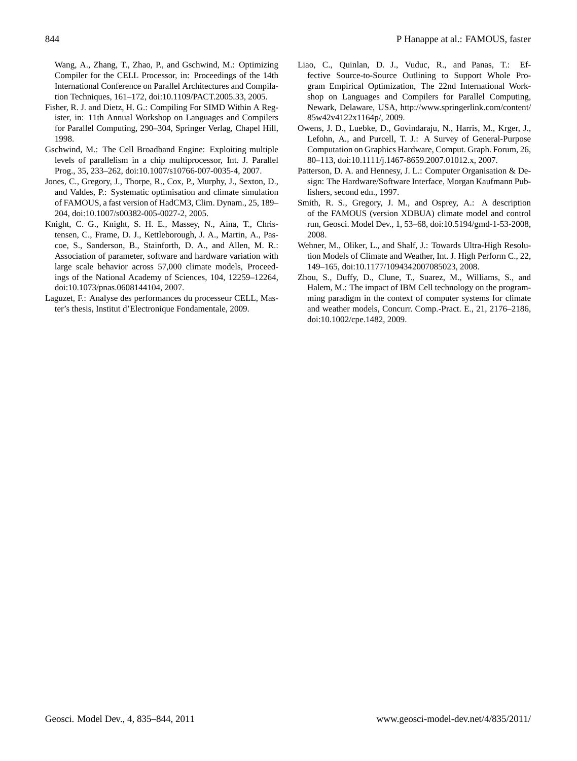Wang, A., Zhang, T., Zhao, P., and Gschwind, M.: Optimizing Compiler for the CELL Processor, in: Proceedings of the 14th International Conference on Parallel Architectures and Compilation Techniques, 161–172, doi:10.1109/PACT.2005.33, 2005.

Fisher, R. J. and Dietz, H. G.: Compiling For SIMD Within A Register, in: 11th Annual Workshop on Languages and Compilers for Parallel Computing, 290–304, Springer Verlag, Chapel Hill, 1998.

Gschwind, M.: The Cell Broadband Engine: Exploiting multiple levels of parallelism in a chip multiprocessor, Int. J. Parallel Prog., 35, 233–262, doi:10.1007/s10766-007-0035-4, 2007.

Jones, C., Gregory, J., Thorpe, R., Cox, P., Murphy, J., Sexton, D., and Valdes, P.: Systematic optimisation and climate simulation of FAMOUS, a fast version of HadCM3, Clim. Dynam., 25, 189–204, doi:10.1007/s00382-005-0027-2, 2005.

Knight, C. G., Knight, S. H. E., Massey, N., Aina, T., Christensen, C., Frame, D. J., Kettleborough, J. A., Martin, A., Pascoe, S., Sanderson, B., Stainforth, D. A., and Allen, M. R.: Association of parameter, software and hardware variation with large scale behavior across 57,000 climate models, Proceedings of the National Academy of Sciences, 104, 12259–12264, doi:10.1073/pnas.0608144104, 2007.

Laguzet, F.: Analyse des performances du processeur CELL, Master's thesis, Institut d'Electronique Fondamentale, 2009.

Liao, C., Quinlan, D. J., Vuduc, R., and Panas, T.: Effective Source-to-Source Outlining to Support Whole Program Empirical Optimization, The 22nd International Workshop on Languages and Compilers for Parallel Computing, Newark, Delaware, USA, http://www.springerlink.com/content/85w42v4122x1164p/, 2009.

Owens, J. D., Luebke, D., Govindaraju, N., Harris, M., Krger, J., Lefohn, A., and Purcell, T. J.: A Survey of General-Purpose Computation on Graphics Hardware, Comput. Graph. Forum, 26, 80–113, doi:10.1111/j.1467-8659.2007.01012.x, 2007.

Patterson, D. A. and Hennesy, J. L.: Computer Organisation & Design: The Hardware/Software Interface, Morgan Kaufmann Publishers, second edn., 1997.

Smith, R. S., Gregory, J. M., and Osprey, A.: A description of the FAMOUS (version XDBUA) climate model and control run, Geosci. Model Dev., 1, 53–68, doi:10.5194/gmd-1-53-2008, 2008.

Wehner, M., Oliker, L., and Shalf, J.: Towards Ultra-High Resolution Models of Climate and Weather, Int. J. High Perform C., 22, 149–165, doi:10.1177/1094342007085023, 2008.

Zhou, S., Duffy, D., Clune, T., Suarez, M., Williams, S., and Halem, M.: The impact of IBM Cell technology on the programming paradigm in the context of computer systems for climate and weather models, Concurr. Comp.-Pract. E., 21, 2176–2186, doi:10.1002/cpe.1482, 2009.